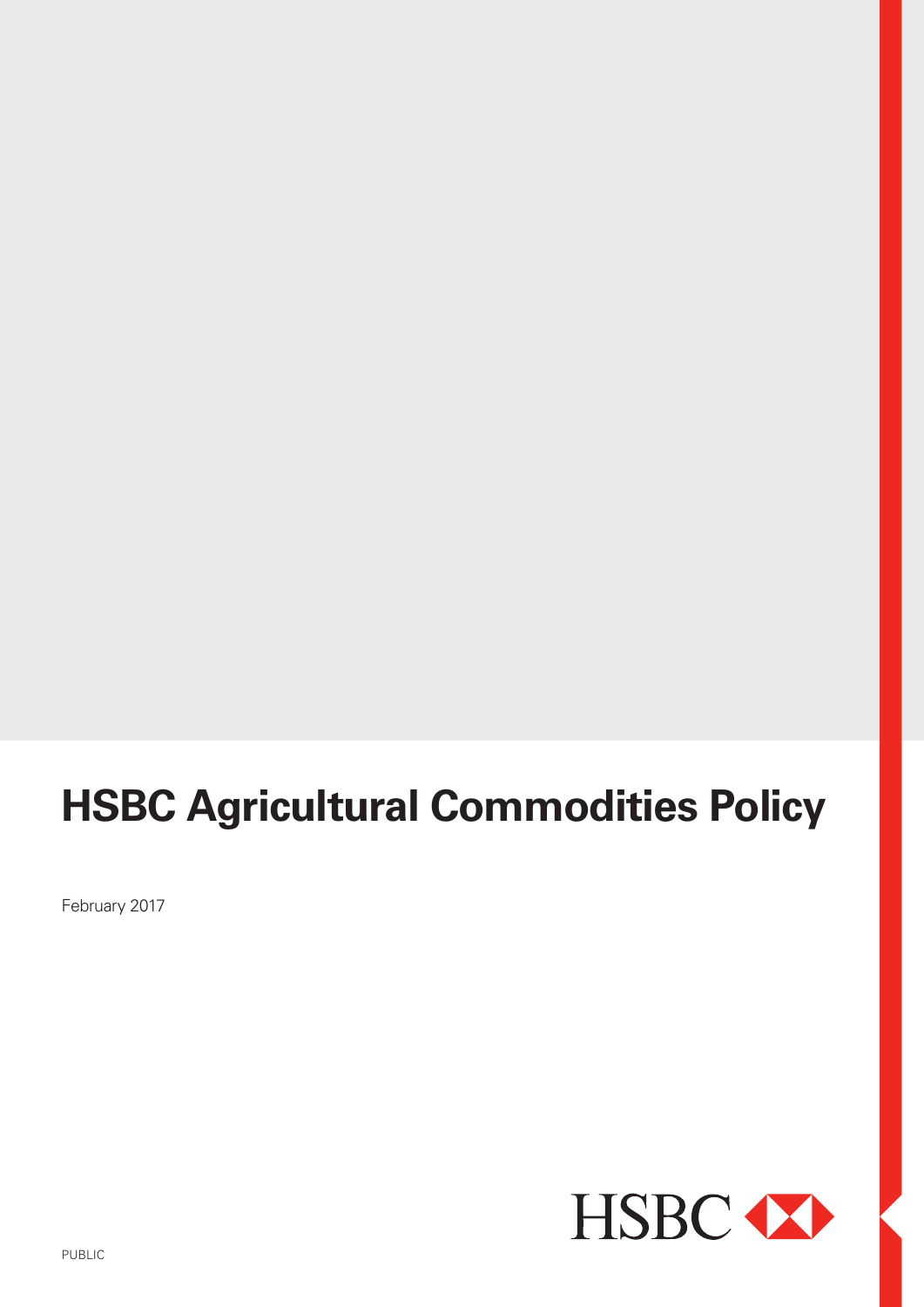# HSBC Agricultural Commodities Policy

February 2017

HSBC

PUBLIC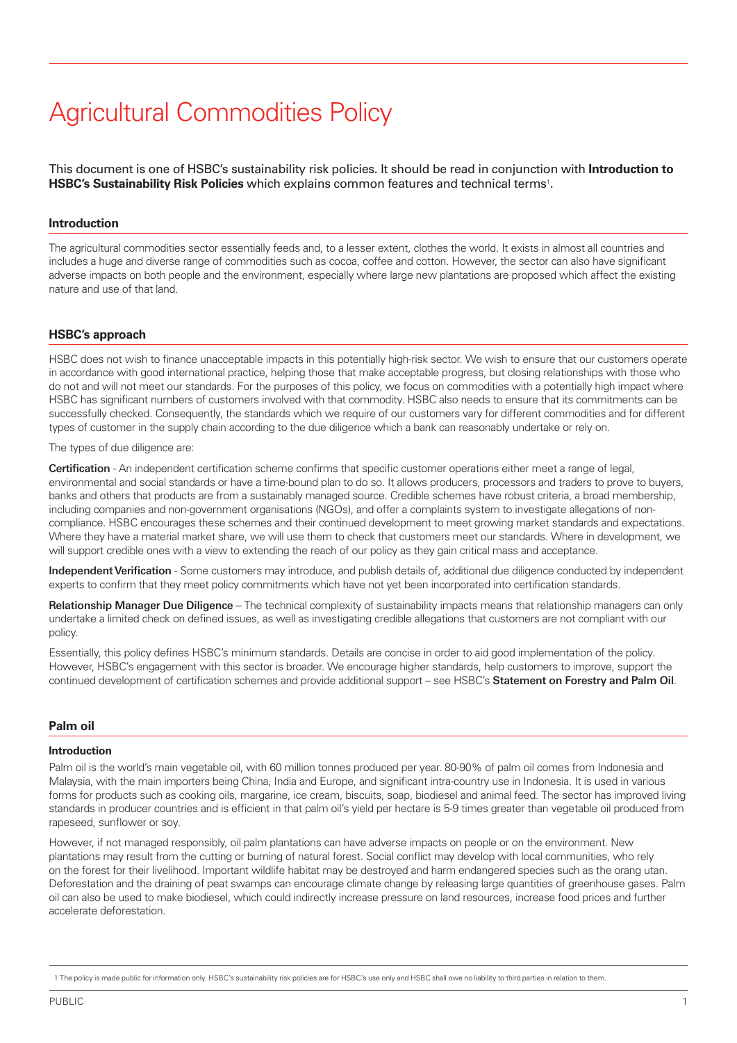# Agricultural Commodities Policy

This document is one of HSBC's sustainability risk policies. It should be read in conjunction with **Introduction to HSBC's Sustainability Risk Policies** which explains common features and technical terms[1].

## Introduction

The agricultural commodities sector essentially feeds and, to a lesser extent, clothes the world. It exists in almost all countries and includes a huge and diverse range of commodities such as cocoa, coffee and cotton. However, the sector can also have significant adverse impacts on both people and the environment, especially where large new plantations are proposed which affect the existing nature and use of that land.

## HSBC's approach

HSBC does not wish to finance unacceptable impacts in this potentially high-risk sector. We wish to ensure that our customers operate in accordance with good international practice, helping those that make acceptable progress, but closing relationships with those who do not and will not meet our standards. For the purposes of this policy, we focus on commodities with a potentially high impact where HSBC has significant numbers of customers involved with that commodity. HSBC also needs to ensure that its commitments can be successfully checked. Consequently, the standards which we require of our customers vary for different commodities and for different types of customer in the supply chain according to the due diligence which a bank can reasonably undertake or rely on.

The types of due diligence are:

**Certification** - An independent certification scheme confirms that specific customer operations either meet a range of legal, environmental and social standards or have a time-bound plan to do so. It allows producers, processors and traders to prove to buyers, banks and others that products are from a sustainably managed source. Credible schemes have robust criteria, a broad membership, including companies and non-government organisations (NGOs), and offer a complaints system to investigate allegations of non-compliance. HSBC encourages these schemes and their continued development to meet growing market standards and expectations. Where they have a material market share, we will use them to check that customers meet our standards. Where in development, we will support credible ones with a view to extending the reach of our policy as they gain critical mass and acceptance.

**Independent Verification** - Some customers may introduce, and publish details of, additional due diligence conducted by independent experts to confirm that they meet policy commitments which have not yet been incorporated into certification standards.

**Relationship Manager Due Diligence** – The technical complexity of sustainability impacts means that relationship managers can only undertake a limited check on defined issues, as well as investigating credible allegations that customers are not compliant with our policy.

Essentially, this policy defines HSBC's minimum standards. Details are concise in order to aid good implementation of the policy. However, HSBC's engagement with this sector is broader. We encourage higher standards, help customers to improve, support the continued development of certification schemes and provide additional support – see HSBC's **Statement on Forestry and Palm Oil**.

## Palm oil

### Introduction

Palm oil is the world's main vegetable oil, with 60 million tonnes produced per year. 80-90% of palm oil comes from Indonesia and Malaysia, with the main importers being China, India and Europe, and significant intra-country use in Indonesia. It is used in various forms for products such as cooking oils, margarine, ice cream, biscuits, soap, biodiesel and animal feed. The sector has improved living standards in producer countries and is efficient in that palm oil's yield per hectare is 5-9 times greater than vegetable oil produced from rapeseed, sunflower or soy.

However, if not managed responsibly, oil palm plantations can have adverse impacts on people or on the environment. New plantations may result from the cutting or burning of natural forest. Social conflict may develop with local communities, who rely on the forest for their livelihood. Important wildlife habitat may be destroyed and harm endangered species such as the orang utan. Deforestation and the draining of peat swamps can encourage climate change by releasing large quantities of greenhouse gases. Palm oil can also be used to make biodiesel, which could indirectly increase pressure on land resources, increase food prices and further accelerate deforestation.

---

[1] The policy is made public for information only. HSBC's sustainability risk policies are for HSBC's use only and HSBC shall owe no liability to third parties in relation to them.

PUBLIC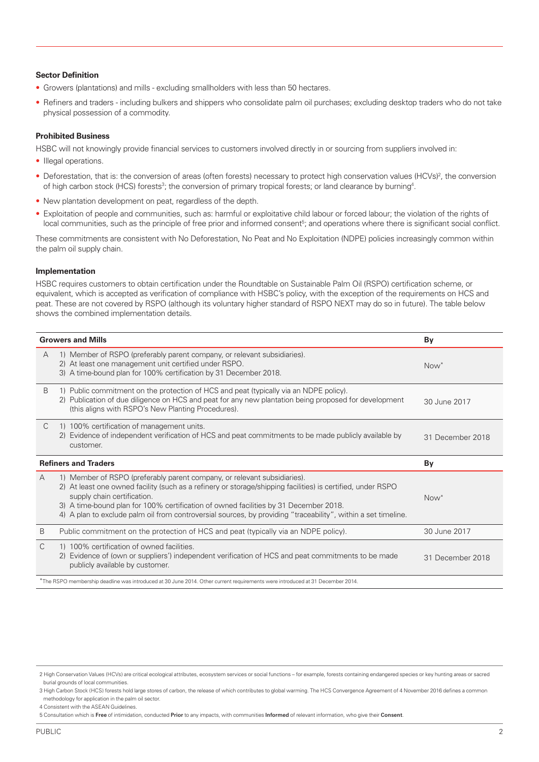**Sector Definition**

- Growers (plantations) and mills - excluding smallholders with less than 50 hectares.
- Refiners and traders - including bulkers and shippers who consolidate palm oil purchases; excluding desktop traders who do not take physical possession of a commodity.

**Prohibited Business**

HSBC will not knowingly provide financial services to customers involved directly in or sourcing from suppliers involved in:

- Illegal operations.
- Deforestation, that is: the conversion of areas (often forests) necessary to protect high conservation values (HCVs)[2], the conversion of high carbon stock (HCS) forests[3]; the conversion of primary tropical forests; or land clearance by burning[4].
- New plantation development on peat, regardless of the depth.
- Exploitation of people and communities, such as: harmful or exploitative child labour or forced labour; the violation of the rights of local communities, such as the principle of free prior and informed consent[5]; and operations where there is significant social conflict.

These commitments are consistent with No Deforestation, No Peat and No Exploitation (NDPE) policies increasingly common within the palm oil supply chain.

**Implementation**

HSBC requires customers to obtain certification under the Roundtable on Sustainable Palm Oil (RSPO) certification scheme, or equivalent, which is accepted as verification of compliance with HSBC's policy, with the exception of the requirements on HCS and peat. These are not covered by RSPO (although its voluntary higher standard of RSPO NEXT may do so in future). The table below shows the combined implementation details.

| | Growers and Mills | By |
|---|---|---|
| A | 1) Member of RSPO (preferably parent company, or relevant subsidiaries).<br>2) At least one management unit certified under RSPO.<br>3) A time-bound plan for 100% certification by 31 December 2018. | Now* |
| B | 1) Public commitment on the protection of HCS and peat (typically via an NDPE policy).<br>2) Publication of due diligence on HCS and peat for any new plantation being proposed for development (this aligns with RSPO's New Planting Procedures). | 30 June 2017 |
| C | 1) 100% certification of management units.<br>2) Evidence of independent verification of HCS and peat commitments to be made publicly available by customer. | 31 December 2018 |
| | **Refiners and Traders** | **By** |
| A | 1) Member of RSPO (preferably parent company, or relevant subsidiaries).<br>2) At least one owned facility (such as a refinery or storage/shipping facilities) is certified, under RSPO supply chain certification.<br>3) A time-bound plan for 100% certification of owned facilities by 31 December 2018.<br>4) A plan to exclude palm oil from controversial sources, by providing "traceability", within a set timeline. | Now* |
| B | Public commitment on the protection of HCS and peat (typically via an NDPE policy). | 30 June 2017 |
| C | 1) 100% certification of owned facilities.<br>2) Evidence of (own or suppliers') independent verification of HCS and peat commitments to be made publicly available by customer. | 31 December 2018 |

*The RSPO membership deadline was introduced at 30 June 2014. Other current requirements were introduced at 31 December 2014.

2 High Conservation Values (HCVs) are critical ecological attributes, ecosystem services or social functions – for example, forests containing endangered species or key hunting areas or sacred burial grounds of local communities.

3 High Carbon Stock (HCS) forests hold large stores of carbon, the release of which contributes to global warming. The HCS Convergence Agreement of 4 November 2016 defines a common methodology for application in the palm oil sector.

4 Consistent with the ASEAN Guidelines.

5 Consultation which is **Free** of intimidation, conducted **Prior** to any impacts, with communities **Informed** of relevant information, who give their **Consent**.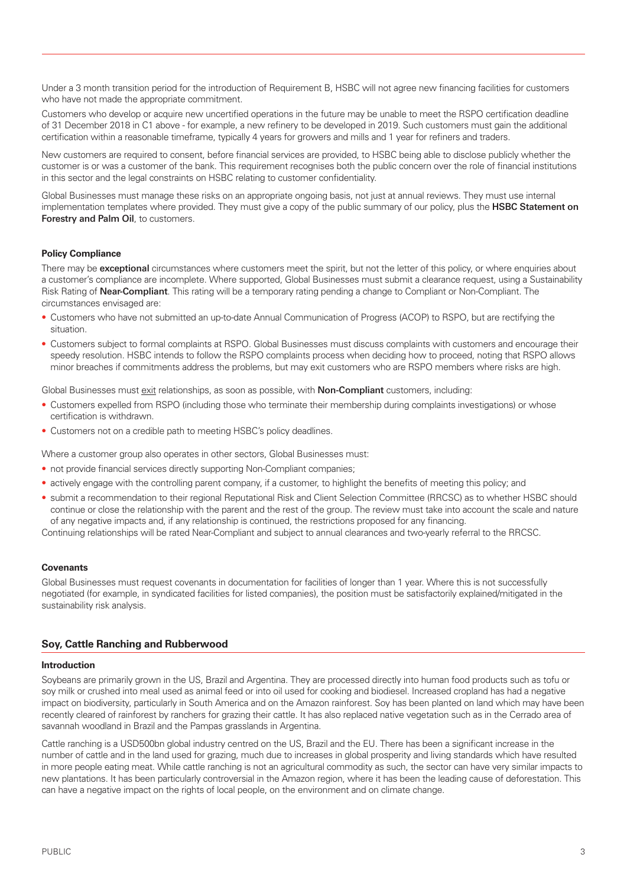Under a 3 month transition period for the introduction of Requirement B, HSBC will not agree new financing facilities for customers who have not made the appropriate commitment.

Customers who develop or acquire new uncertified operations in the future may be unable to meet the RSPO certification deadline of 31 December 2018 in C1 above - for example, a new refinery to be developed in 2019. Such customers must gain the additional certification within a reasonable timeframe, typically 4 years for growers and mills and 1 year for refiners and traders.

New customers are required to consent, before financial services are provided, to HSBC being able to disclose publicly whether the customer is or was a customer of the bank. This requirement recognises both the public concern over the role of financial institutions in this sector and the legal constraints on HSBC relating to customer confidentiality.

Global Businesses must manage these risks on an appropriate ongoing basis, not just at annual reviews. They must use internal implementation templates where provided. They must give a copy of the public summary of our policy, plus the **HSBC Statement on Forestry and Palm Oil**, to customers.

#### Policy Compliance

There may be **exceptional** circumstances where customers meet the spirit, but not the letter of this policy, or where enquiries about a customer's compliance are incomplete. Where supported, Global Businesses must submit a clearance request, using a Sustainability Risk Rating of **Near-Compliant**. This rating will be a temporary rating pending a change to Compliant or Non-Compliant. The circumstances envisaged are:

- Customers who have not submitted an up-to-date Annual Communication of Progress (ACOP) to RSPO, but are rectifying the situation.
- Customers subject to formal complaints at RSPO. Global Businesses must discuss complaints with customers and encourage their speedy resolution. HSBC intends to follow the RSPO complaints process when deciding how to proceed, noting that RSPO allows minor breaches if commitments address the problems, but may exit customers who are RSPO members where risks are high.

Global Businesses must exit relationships, as soon as possible, with **Non-Compliant** customers, including:

- Customers expelled from RSPO (including those who terminate their membership during complaints investigations) or whose certification is withdrawn.
- Customers not on a credible path to meeting HSBC's policy deadlines.

Where a customer group also operates in other sectors, Global Businesses must:

- not provide financial services directly supporting Non-Compliant companies;
- actively engage with the controlling parent company, if a customer, to highlight the benefits of meeting this policy; and
- submit a recommendation to their regional Reputational Risk and Client Selection Committee (RRCSC) as to whether HSBC should continue or close the relationship with the parent and the rest of the group. The review must take into account the scale and nature of any negative impacts and, if any relationship is continued, the restrictions proposed for any financing.

Continuing relationships will be rated Near-Compliant and subject to annual clearances and two-yearly referral to the RRCSC.

#### Covenants

Global Businesses must request covenants in documentation for facilities of longer than 1 year. Where this is not successfully negotiated (for example, in syndicated facilities for listed companies), the position must be satisfactorily explained/mitigated in the sustainability risk analysis.

### Soy, Cattle Ranching and Rubberwood

#### Introduction

Soybeans are primarily grown in the US, Brazil and Argentina. They are processed directly into human food products such as tofu or soy milk or crushed into meal used as animal feed or into oil used for cooking and biodiesel. Increased cropland has had a negative impact on biodiversity, particularly in South America and on the Amazon rainforest. Soy has been planted on land which may have been recently cleared of rainforest by ranchers for grazing their cattle. It has also replaced native vegetation such as in the Cerrado area of savannah woodland in Brazil and the Pampas grasslands in Argentina.

Cattle ranching is a USD500bn global industry centred on the US, Brazil and the EU. There has been a significant increase in the number of cattle and in the land used for grazing, much due to increases in global prosperity and living standards which have resulted in more people eating meat. While cattle ranching is not an agricultural commodity as such, the sector can have very similar impacts to new plantations. It has been particularly controversial in the Amazon region, where it has been the leading cause of deforestation. This can have a negative impact on the rights of local people, on the environment and on climate change.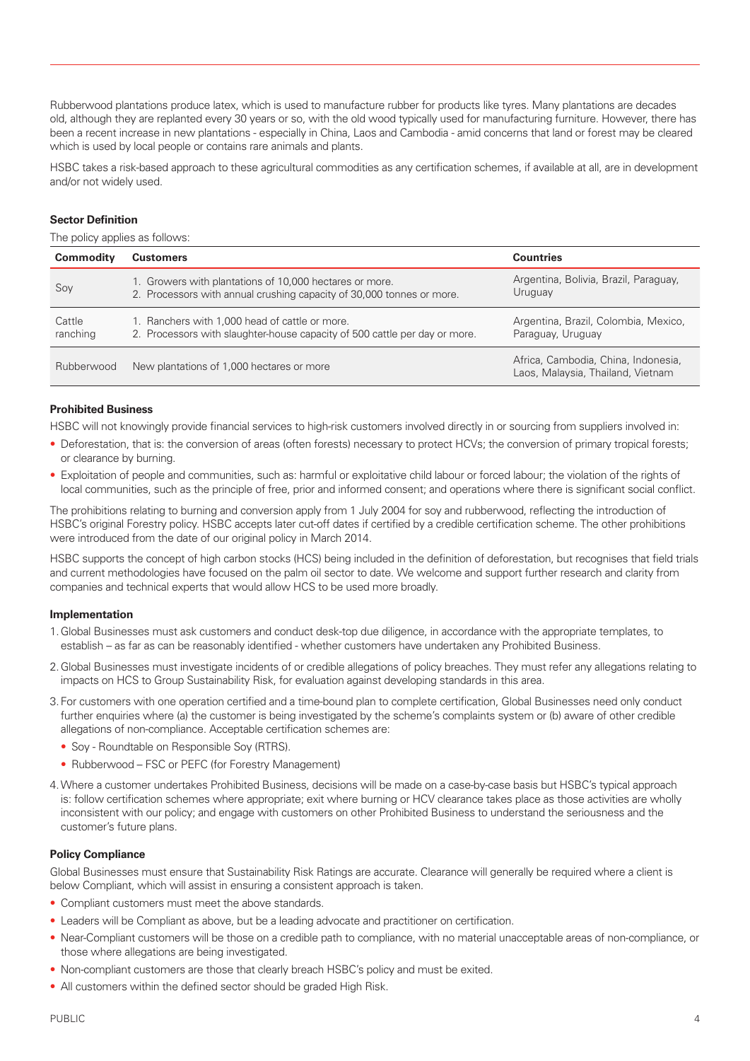Rubberwood plantations produce latex, which is used to manufacture rubber for products like tyres. Many plantations are decades old, although they are replanted every 30 years or so, with the old wood typically used for manufacturing furniture. However, there has been a recent increase in new plantations - especially in China, Laos and Cambodia - amid concerns that land or forest may be cleared which is used by local people or contains rare animals and plants.

HSBC takes a risk-based approach to these agricultural commodities as any certification schemes, if available at all, are in development and/or not widely used.

**Sector Definition**

The policy applies as follows:

| Commodity | Customers | Countries |
|---|---|---|
| Soy | 1. Growers with plantations of 10,000 hectares or more.<br>2. Processors with annual crushing capacity of 30,000 tonnes or more. | Argentina, Bolivia, Brazil, Paraguay, Uruguay |
| Cattle ranching | 1. Ranchers with 1,000 head of cattle or more.<br>2. Processors with slaughter-house capacity of 500 cattle per day or more. | Argentina, Brazil, Colombia, Mexico, Paraguay, Uruguay |
| Rubberwood | New plantations of 1,000 hectares or more | Africa, Cambodia, China, Indonesia, Laos, Malaysia, Thailand, Vietnam |

**Prohibited Business**

HSBC will not knowingly provide financial services to high-risk customers involved directly in or sourcing from suppliers involved in:

- Deforestation, that is: the conversion of areas (often forests) necessary to protect HCVs; the conversion of primary tropical forests; or clearance by burning.
- Exploitation of people and communities, such as: harmful or exploitative child labour or forced labour; the violation of the rights of local communities, such as the principle of free, prior and informed consent; and operations where there is significant social conflict.

The prohibitions relating to burning and conversion apply from 1 July 2004 for soy and rubberwood, reflecting the introduction of HSBC's original Forestry policy. HSBC accepts later cut-off dates if certified by a credible certification scheme. The other prohibitions were introduced from the date of our original policy in March 2014.

HSBC supports the concept of high carbon stocks (HCS) being included in the definition of deforestation, but recognises that field trials and current methodologies have focused on the palm oil sector to date. We welcome and support further research and clarity from companies and technical experts that would allow HCS to be used more broadly.

**Implementation**

1. Global Businesses must ask customers and conduct desk-top due diligence, in accordance with the appropriate templates, to establish – as far as can be reasonably identified - whether customers have undertaken any Prohibited Business.
2. Global Businesses must investigate incidents of or credible allegations of policy breaches. They must refer any allegations relating to impacts on HCS to Group Sustainability Risk, for evaluation against developing standards in this area.
3. For customers with one operation certified and a time-bound plan to complete certification, Global Businesses need only conduct further enquiries where (a) the customer is being investigated by the scheme's complaints system or (b) aware of other credible allegations of non-compliance. Acceptable certification schemes are:
   - Soy - Roundtable on Responsible Soy (RTRS).
   - Rubberwood – FSC or PEFC (for Forestry Management)
4. Where a customer undertakes Prohibited Business, decisions will be made on a case-by-case basis but HSBC's typical approach is: follow certification schemes where appropriate; exit where burning or HCV clearance takes place as those activities are wholly inconsistent with our policy; and engage with customers on other Prohibited Business to understand the seriousness and the customer's future plans.

**Policy Compliance**

Global Businesses must ensure that Sustainability Risk Ratings are accurate. Clearance will generally be required where a client is below Compliant, which will assist in ensuring a consistent approach is taken.

- Compliant customers must meet the above standards.
- Leaders will be Compliant as above, but be a leading advocate and practitioner on certification.
- Near-Compliant customers will be those on a credible path to compliance, with no material unacceptable areas of non-compliance, or those where allegations are being investigated.
- Non-compliant customers are those that clearly breach HSBC's policy and must be exited.
- All customers within the defined sector should be graded High Risk.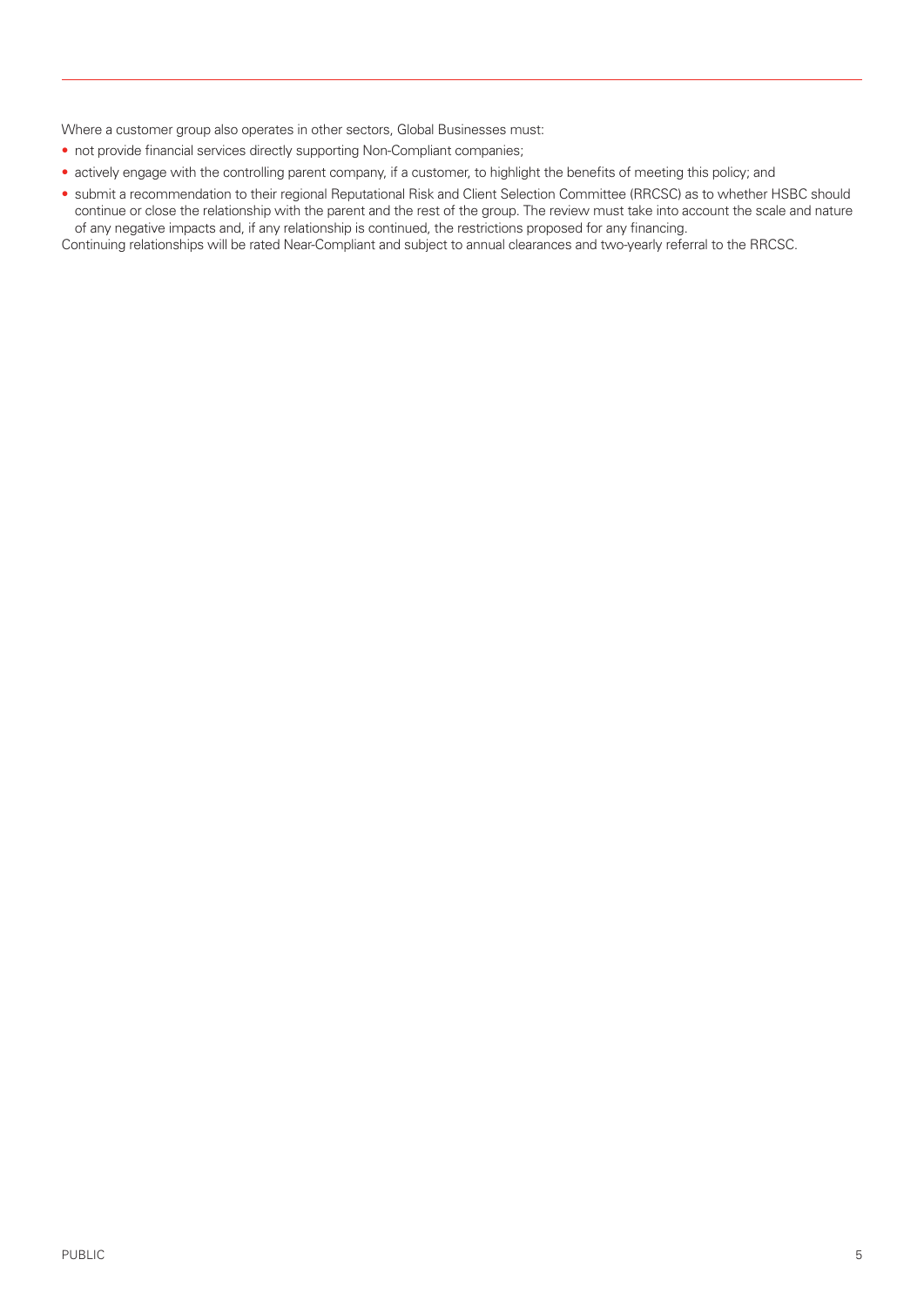Where a customer group also operates in other sectors, Global Businesses must:

- not provide financial services directly supporting Non-Compliant companies;
- actively engage with the controlling parent company, if a customer, to highlight the benefits of meeting this policy; and
- submit a recommendation to their regional Reputational Risk and Client Selection Committee (RRCSC) as to whether HSBC should continue or close the relationship with the parent and the rest of the group. The review must take into account the scale and nature of any negative impacts and, if any relationship is continued, the restrictions proposed for any financing.

Continuing relationships will be rated Near-Compliant and subject to annual clearances and two-yearly referral to the RRCSC.